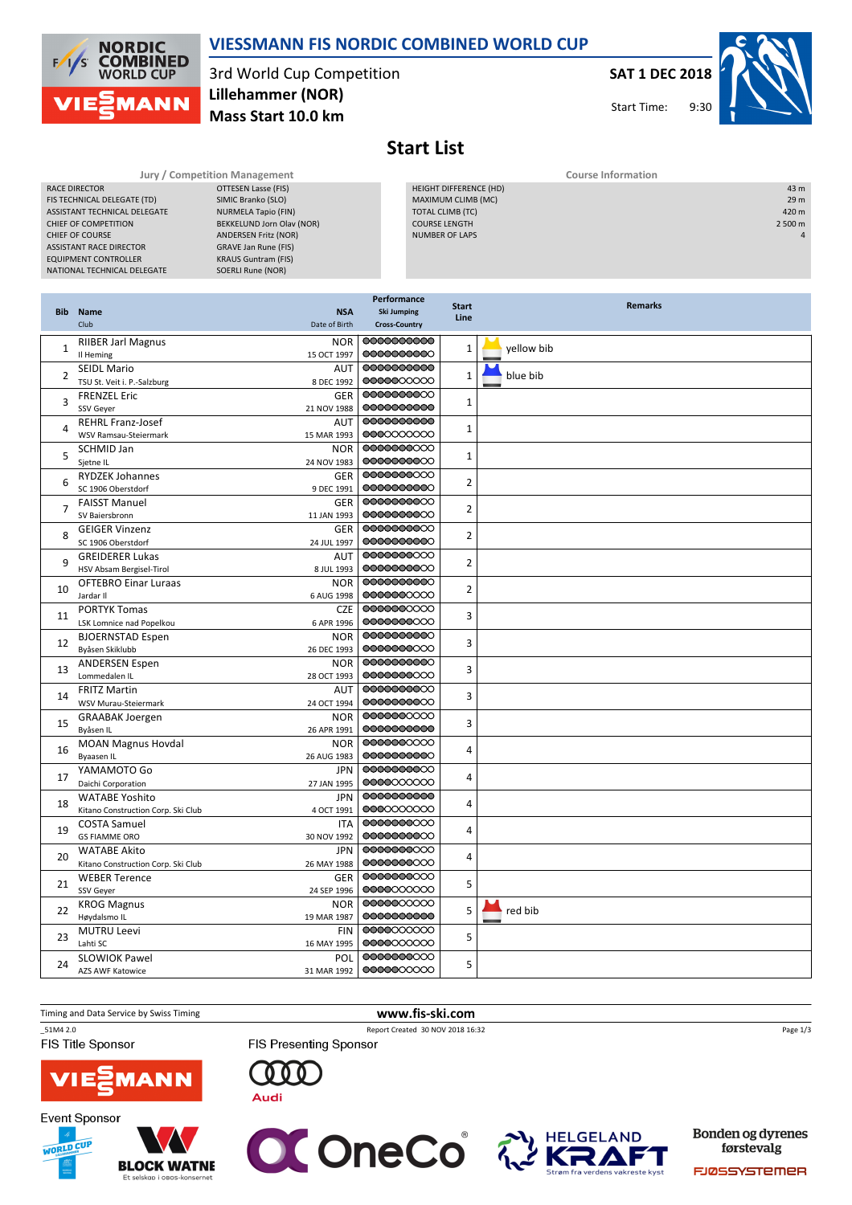# VIESSMANN FIS NORDIC COMBINED WORLD CUP

3rd World Cup Competition
**Lillehammer (NOR)**
**Mass Start 10.0 km**

**SAT 1 DEC 2018**
Start Time: 9:30

## Start List

### Jury / Competition Management

| | |
|---|---|
| RACE DIRECTOR | OTTESEN Lasse (FIS) |
| FIS TECHNICAL DELEGATE (TD) | SIMIC Branko (SLO) |
| ASSISTANT TECHNICAL DELEGATE | NURMELA Tapio (FIN) |
| CHIEF OF COMPETITION | BEKKELUND Jorn Olav (NOR) |
| CHIEF OF COURSE | ANDERSEN Fritz (NOR) |
| ASSISTANT RACE DIRECTOR | GRAVE Jan Rune (FIS) |
| EQUIPMENT CONTROLLER | KRAUS Guntram (FIS) |
| NATIONAL TECHNICAL DELEGATE | SOERLI Rune (NOR) |

### Course Information

| | |
|---|---|
| HEIGHT DIFFERENCE (HD) | 43 m |
| MAXIMUM CLIMB (MC) | 29 m |
| TOTAL CLIMB (TC) | 420 m |
| COURSE LENGTH | 2 500 m |
| NUMBER OF LAPS | 4 |

| Bib | Name / Club | NSA / Date of Birth | Start Line | Remarks |
|---|---|---|---|---|
| 1 | RIIBER Jarl Magnus / Il Heming | NOR / 15 OCT 1997 | 1 | yellow bib |
| 2 | SEIDL Mario / TSU St. Veit i. P.-Salzburg | AUT / 8 DEC 1992 | 1 | blue bib |
| 3 | FRENZEL Eric / SSV Geyer | GER / 21 NOV 1988 | 1 | |
| 4 | REHRL Franz-Josef / WSV Ramsau-Steiermark | AUT / 15 MAR 1993 | 1 | |
| 5 | SCHMID Jan / Sjetne IL | NOR / 24 NOV 1983 | 1 | |
| 6 | RYDZEK Johannes / SC 1906 Oberstdorf | GER / 9 DEC 1991 | 2 | |
| 7 | FAISST Manuel / SV Baiersbronn | GER / 11 JAN 1993 | 2 | |
| 8 | GEIGER Vinzenz / SC 1906 Oberstdorf | GER / 24 JUL 1997 | 2 | |
| 9 | GREIDERER Lukas / HSV Absam Bergisel-Tirol | AUT / 8 JUL 1993 | 2 | |
| 10 | OFTEBRO Einar Luraas / Jardar Il | NOR / 6 AUG 1998 | 2 | |
| 11 | PORTYK Tomas / LSK Lomnice nad Popelkou | CZE / 6 APR 1996 | 3 | |
| 12 | BJOERNSTAD Espen / Byåsen Skiklubb | NOR / 26 DEC 1993 | 3 | |
| 13 | ANDERSEN Espen / Lommedalen IL | NOR / 28 OCT 1993 | 3 | |
| 14 | FRITZ Martin / WSV Murau-Steiermark | AUT / 24 OCT 1994 | 3 | |
| 15 | GRAABAK Joergen / Byåsen IL | NOR / 26 APR 1991 | 3 | |
| 16 | MOAN Magnus Hovdal / Byaasen IL | NOR / 26 AUG 1983 | 4 | |
| 17 | YAMAMOTO Go / Daichi Corporation | JPN / 27 JAN 1995 | 4 | |
| 18 | WATABE Yoshito / Kitano Construction Corp. Ski Club | JPN / 4 OCT 1991 | 4 | |
| 19 | COSTA Samuel / GS FIAMME ORO | ITA / 30 NOV 1992 | 4 | |
| 20 | WATABE Akito / Kitano Construction Corp. Ski Club | JPN / 26 MAY 1988 | 4 | |
| 21 | WEBER Terence / SSV Geyer | GER / 24 SEP 1996 | 5 | |
| 22 | KROG Magnus / Høydalsmo IL | NOR / 19 MAR 1987 | 5 | red bib |
| 23 | MUTRU Leevi / Lahti SC | FIN / 16 MAY 1995 | 5 | |
| 24 | SLOWIOK Pawel / AZS AWF Katowice | POL / 31 MAR 1992 | 5 | |

Timing and Data Service by Swiss Timing
www.fis-ski.com
_51M4 2.0
Report Created 30 NOV 2018 16:32

FIS Title Sponsor
FIS Presenting Sponsor
Event Sponsor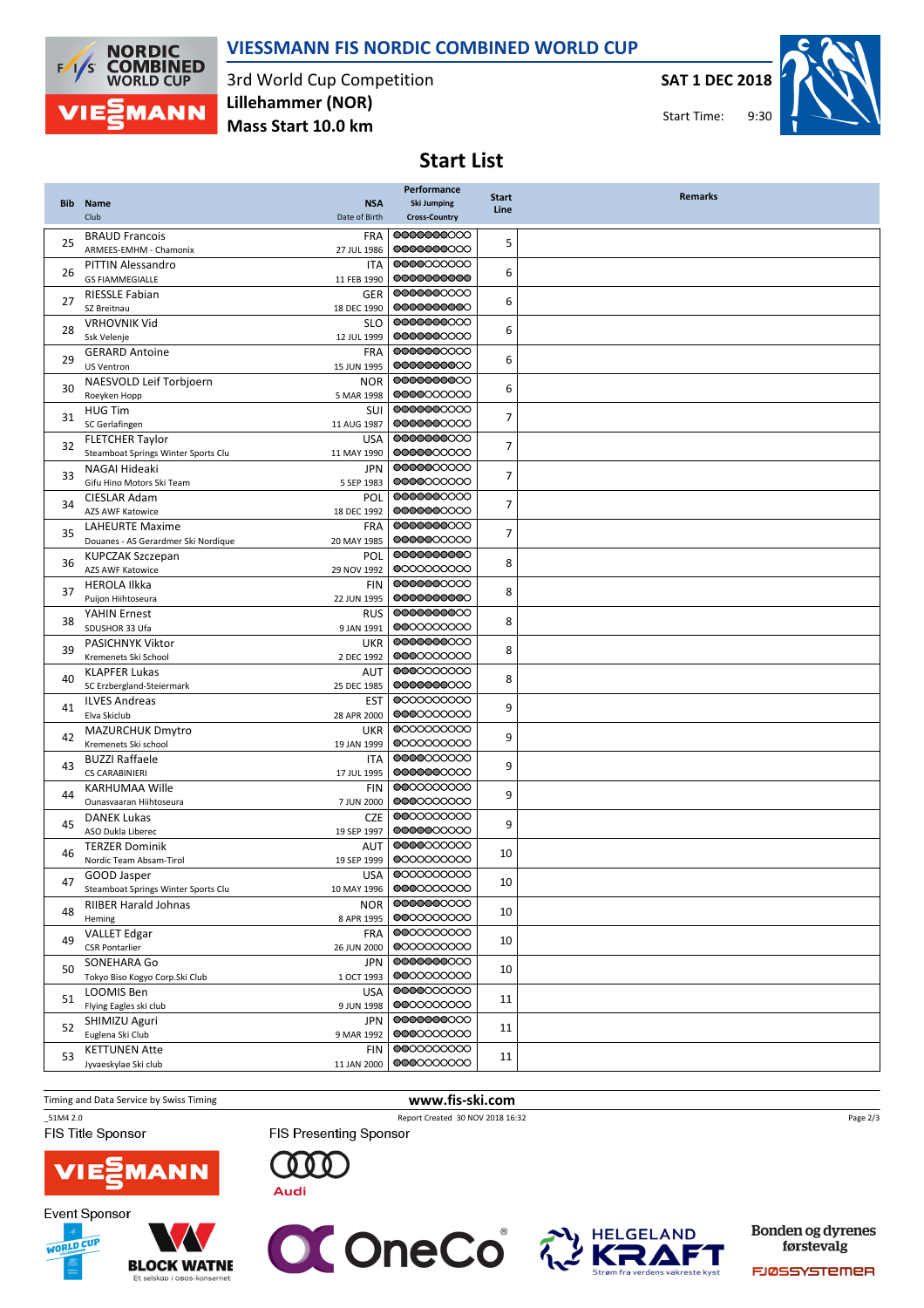# VIESSMANN FIS NORDIC COMBINED WORLD CUP

3rd World Cup Competition
**Lillehammer (NOR)**
**Mass Start 10.0 km**

**SAT 1 DEC 2018**
Start Time: 9:30

## Start List

| Bib | Name / Club | NSA / Date of Birth | Performance Ski Jumping / Cross-Country | Start Line | Remarks |
|---|---|---|---|---|---|
| 25 | BRAUD Francois<br>ARMEES-EMHM - Chamonix | FRA<br>27 JUL 1986 | | 5 | |
| 26 | PITTIN Alessandro<br>GS FIAMMEGIALLE | ITA<br>11 FEB 1990 | | 6 | |
| 27 | RIESSLE Fabian<br>SZ Breitnau | GER<br>18 DEC 1990 | | 6 | |
| 28 | VRHOVNIK Vid<br>Ssk Velenje | SLO<br>12 JUL 1999 | | 6 | |
| 29 | GERARD Antoine<br>US Ventron | FRA<br>15 JUN 1995 | | 6 | |
| 30 | NAESVOLD Leif Torbjoern<br>Roeyken Hopp | NOR<br>5 MAR 1998 | | 6 | |
| 31 | HUG Tim<br>SC Gerlafingen | SUI<br>11 AUG 1987 | | 7 | |
| 32 | FLETCHER Taylor<br>Steamboat Springs Winter Sports Clu | USA<br>11 MAY 1990 | | 7 | |
| 33 | NAGAI Hideaki<br>Gifu Hino Motors Ski Team | JPN<br>5 SEP 1983 | | 7 | |
| 34 | CIESLAR Adam<br>AZS AWF Katowice | POL<br>18 DEC 1992 | | 7 | |
| 35 | LAHEURTE Maxime<br>Douanes - AS Gerardmer Ski Nordique | FRA<br>20 MAY 1985 | | 7 | |
| 36 | KUPCZAK Szczepan<br>AZS AWF Katowice | POL<br>29 NOV 1992 | | 8 | |
| 37 | HEROLA Ilkka<br>Puijon Hiihtoseura | FIN<br>22 JUN 1995 | | 8 | |
| 38 | YAHIN Ernest<br>SDUSHOR 33 Ufa | RUS<br>9 JAN 1991 | | 8 | |
| 39 | PASICHNYK Viktor<br>Kremenets Ski School | UKR<br>2 DEC 1992 | | 8 | |
| 40 | KLAPFER Lukas<br>SC Erzbergland-Steiermark | AUT<br>25 DEC 1985 | | 8 | |
| 41 | ILVES Andreas<br>Elva Skiclub | EST<br>28 APR 2000 | | 9 | |
| 42 | MAZURCHUK Dmytro<br>Kremenets Ski school | UKR<br>19 JAN 1999 | | 9 | |
| 43 | BUZZI Raffaele<br>CS CARABINIERI | ITA<br>17 JUL 1995 | | 9 | |
| 44 | KARHUMAA Wille<br>Ounasvaaran Hiihtoseura | FIN<br>7 JUN 2000 | | 9 | |
| 45 | DANEK Lukas<br>ASO Dukla Liberec | CZE<br>19 SEP 1997 | | 9 | |
| 46 | TERZER Dominik<br>Nordic Team Absam-Tirol | AUT<br>19 SEP 1999 | | 10 | |
| 47 | GOOD Jasper<br>Steamboat Springs Winter Sports Clu | USA<br>10 MAY 1996 | | 10 | |
| 48 | RIIBER Harald Johnas<br>Heming | NOR<br>8 APR 1995 | | 10 | |
| 49 | VALLET Edgar<br>CSR Pontarlier | FRA<br>26 JUN 2000 | | 10 | |
| 50 | SONEHARA Go<br>Tokyo Biso Kogyo Corp.Ski Club | JPN<br>1 OCT 1993 | | 10 | |
| 51 | LOOMIS Ben<br>Flying Eagles ski club | USA<br>9 JUN 1998 | | 11 | |
| 52 | SHIMIZU Aguri<br>Euglena Ski Club | JPN<br>9 MAR 1992 | | 11 | |
| 53 | KETTUNEN Atte<br>Jyvaeskylae Ski club | FIN<br>11 JAN 2000 | | 11 | |

Timing and Data Service by Swiss Timing

www.fis-ski.com

_51M4 2.0

Report Created 30 NOV 2018 16:32

FIS Title Sponsor: VIESSMANN

FIS Presenting Sponsor: Audi

Event Sponsor: BLOCK WATNE, OneCo, HELGELAND KRAFT, FJØSSYSTEMER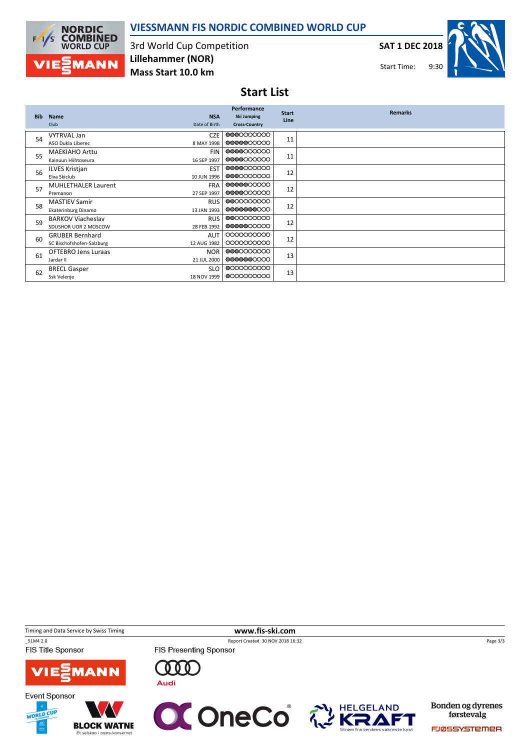# VIESSMANN FIS NORDIC COMBINED WORLD CUP

3rd World Cup Competition
**Lillehammer (NOR)**
**Mass Start 10.0 km**

**SAT 1 DEC 2018**
Start Time: 9:30

## Start List

| Bib | Name / Club | NSA / Date of Birth | Performance Ski Jumping / Cross-Country | Start Line | Remarks |
|---|---|---|---|---|---|
| 54 | VYTRVAL Jan<br>ASO Dukla Liberec | CZE<br>8 MAY 1998 | ●●●○○○○○○○<br>●●●●●○○○○○ | 11 | |
| 55 | MAEKIAHO Arttu<br>Kainuun Hiihtoseura | FIN<br>16 SEP 1997 | ●●●●○○○○○○<br>●●●●○○○○○○ | 11 | |
| 56 | ILVES Kristjan<br>Elva Skiclub | EST<br>10 JUN 1996 | ●●●●○○○○○○<br>●●●○○○○○○○ | 12 | |
| 57 | MUHLETHALER Laurent<br>Premanon | FRA<br>27 SEP 1997 | ●●●●●○○○○○<br>●●●●○○○○○○ | 12 | |
| 58 | MASTIEV Samir<br>Ekaterinburg Dinamo | RUS<br>13 JAN 1993 | ●●○○○○○○○○<br>●●●●●●●○○○ | 12 | |
| 59 | BARKOV Viacheslav<br>SDUSHOR UOR 2 MOSCOW | RUS<br>28 FEB 1992 | ●●○○○○○○○○<br>●●●●●○○○○○ | 12 | |
| 60 | GRUBER Bernhard<br>SC Bischofshofen-Salzburg | AUT<br>12 AUG 1982 | ○○○○○○○○○○<br>○○○○○○○○○○ | 12 | |
| 61 | OFTEBRO Jens Luraas<br>Jardar Il | NOR<br>21 JUL 2000 | ●●●○○○○○○○<br>●●●●●●○○○○ | 13 | |
| 62 | BRECL Gasper<br>Ssk Velenje | SLO<br>18 NOV 1999 | ●○○○○○○○○○<br>●○○○○○○○○○ | 13 | |

Timing and Data Service by Swiss Timing
www.fis-ski.com
_51M4 2.0
Report Created 30 NOV 2018 16:32

FIS Title Sponsor
FIS Presenting Sponsor
Event Sponsor